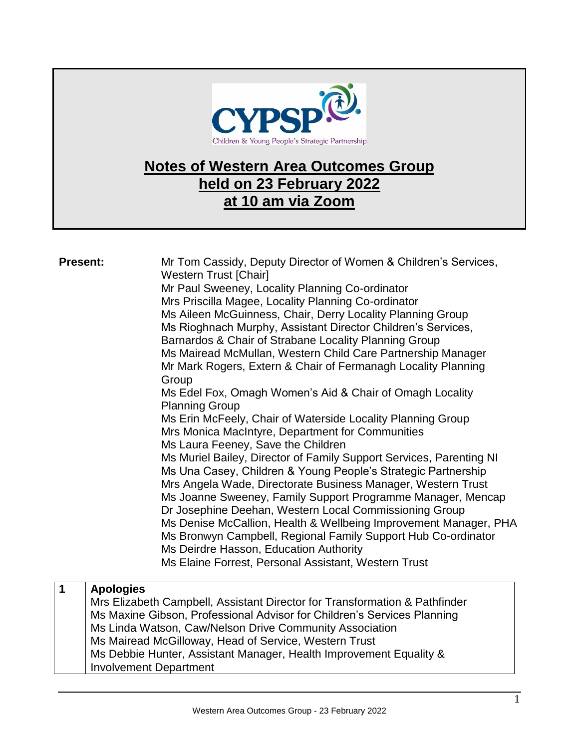# Notes of Western Area Outcomes Group held on 23 February 2022 at 10 am via Zoom

**Present:**

Mr Tom Cassidy, Deputy Director of Women & Children's Services, Western Trust [Chair]
Mr Paul Sweeney, Locality Planning Co-ordinator
Mrs Priscilla Magee, Locality Planning Co-ordinator
Ms Aileen McGuinness, Chair, Derry Locality Planning Group
Ms Rioghnach Murphy, Assistant Director Children's Services, Barnardos & Chair of Strabane Locality Planning Group
Ms Mairead McMullan, Western Child Care Partnership Manager
Mr Mark Rogers, Extern & Chair of Fermanagh Locality Planning Group
Ms Edel Fox, Omagh Women's Aid & Chair of Omagh Locality Planning Group
Ms Erin McFeely, Chair of Waterside Locality Planning Group
Mrs Monica MacIntyre, Department for Communities
Ms Laura Feeney, Save the Children
Ms Muriel Bailey, Director of Family Support Services, Parenting NI
Ms Una Casey, Children & Young People's Strategic Partnership
Mrs Angela Wade, Directorate Business Manager, Western Trust
Ms Joanne Sweeney, Family Support Programme Manager, Mencap
Dr Josephine Deehan, Western Local Commissioning Group
Ms Denise McCallion, Health & Wellbeing Improvement Manager, PHA
Ms Bronwyn Campbell, Regional Family Support Hub Co-ordinator
Ms Deirdre Hasson, Education Authority
Ms Elaine Forrest, Personal Assistant, Western Trust

| 1 | **Apologies** |
|---|---|
| | Mrs Elizabeth Campbell, Assistant Director for Transformation & Pathfinder<br>Ms Maxine Gibson, Professional Advisor for Children's Services Planning<br>Ms Linda Watson, Caw/Nelson Drive Community Association<br>Ms Mairead McGilloway, Head of Service, Western Trust<br>Ms Debbie Hunter, Assistant Manager, Health Improvement Equality & Involvement Department |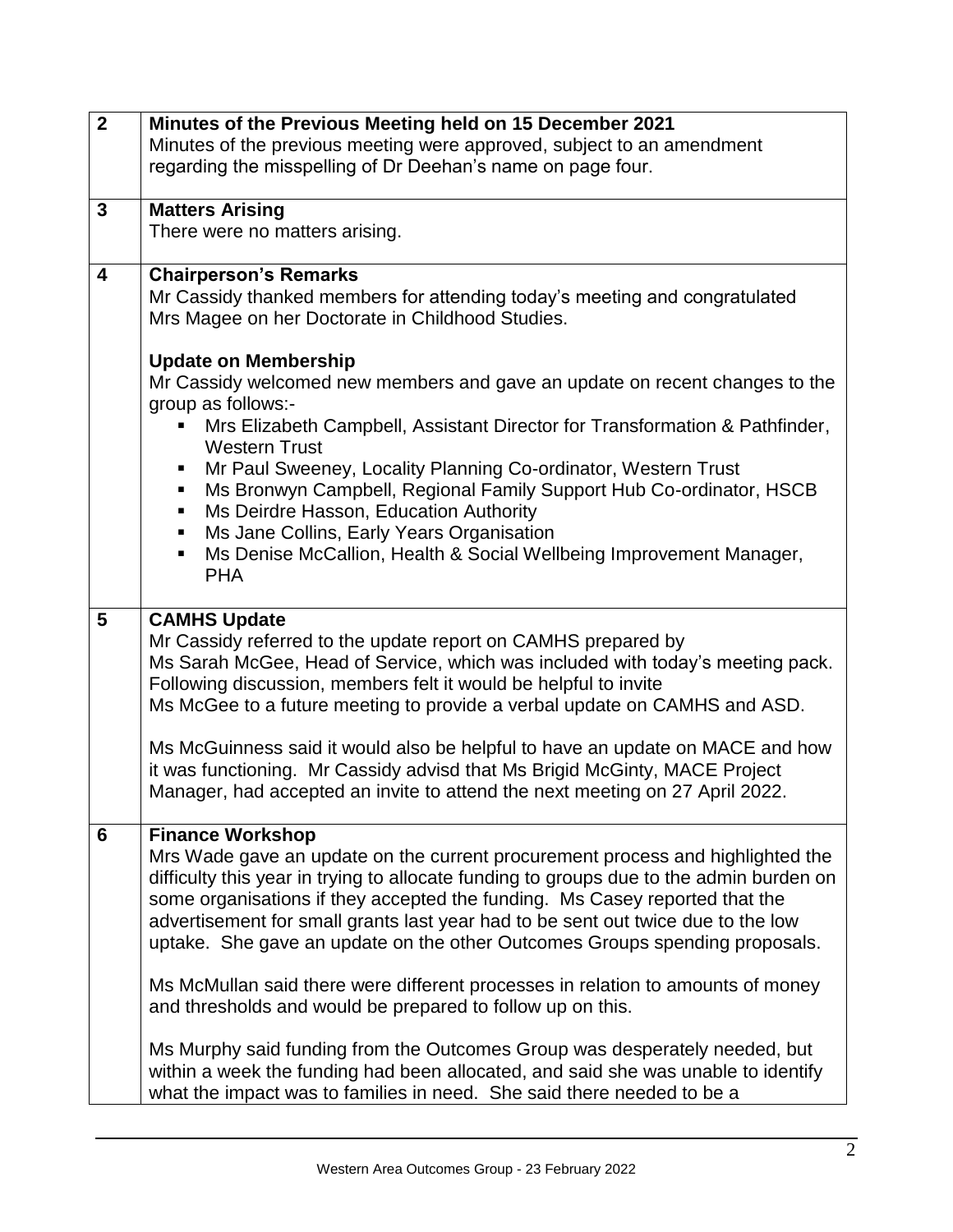| | |
|---|---|
| **2** | **Minutes of the Previous Meeting held on 15 December 2021**<br>Minutes of the previous meeting were approved, subject to an amendment regarding the misspelling of Dr Deehan's name on page four. |
| **3** | **Matters Arising**<br>There were no matters arising. |
| **4** | **Chairperson's Remarks**<br>Mr Cassidy thanked members for attending today's meeting and congratulated Mrs Magee on her Doctorate in Childhood Studies.<br><br>**Update on Membership**<br>Mr Cassidy welcomed new members and gave an update on recent changes to the group as follows:-<br>▪ Mrs Elizabeth Campbell, Assistant Director for Transformation & Pathfinder, Western Trust<br>▪ Mr Paul Sweeney, Locality Planning Co-ordinator, Western Trust<br>▪ Ms Bronwyn Campbell, Regional Family Support Hub Co-ordinator, HSCB<br>▪ Ms Deirdre Hasson, Education Authority<br>▪ Ms Jane Collins, Early Years Organisation<br>▪ Ms Denise McCallion, Health & Social Wellbeing Improvement Manager, PHA |
| **5** | **CAMHS Update**<br>Mr Cassidy referred to the update report on CAMHS prepared by Ms Sarah McGee, Head of Service, which was included with today's meeting pack. Following discussion, members felt it would be helpful to invite Ms McGee to a future meeting to provide a verbal update on CAMHS and ASD.<br><br>Ms McGuinness said it would also be helpful to have an update on MACE and how it was functioning. Mr Cassidy advisd that Ms Brigid McGinty, MACE Project Manager, had accepted an invite to attend the next meeting on 27 April 2022. |
| **6** | **Finance Workshop**<br>Mrs Wade gave an update on the current procurement process and highlighted the difficulty this year in trying to allocate funding to groups due to the admin burden on some organisations if they accepted the funding. Ms Casey reported that the advertisement for small grants last year had to be sent out twice due to the low uptake. She gave an update on the other Outcomes Groups spending proposals.<br><br>Ms McMullan said there were different processes in relation to amounts of money and thresholds and would be prepared to follow up on this.<br><br>Ms Murphy said funding from the Outcomes Group was desperately needed, but within a week the funding had been allocated, and said she was unable to identify what the impact was to families in need. She said there needed to be a |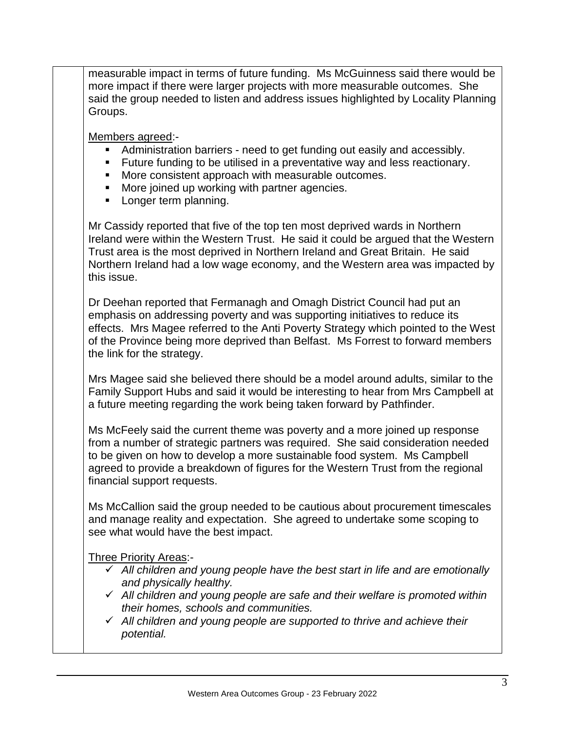measurable impact in terms of future funding. Ms McGuinness said there would be more impact if there were larger projects with more measurable outcomes. She said the group needed to listen and address issues highlighted by Locality Planning Groups.

<u>Members agreed</u>:-

- Administration barriers - need to get funding out easily and accessibly.
- Future funding to be utilised in a preventative way and less reactionary.
- More consistent approach with measurable outcomes.
- More joined up working with partner agencies.
- Longer term planning.

Mr Cassidy reported that five of the top ten most deprived wards in Northern Ireland were within the Western Trust. He said it could be argued that the Western Trust area is the most deprived in Northern Ireland and Great Britain. He said Northern Ireland had a low wage economy, and the Western area was impacted by this issue.

Dr Deehan reported that Fermanagh and Omagh District Council had put an emphasis on addressing poverty and was supporting initiatives to reduce its effects. Mrs Magee referred to the Anti Poverty Strategy which pointed to the West of the Province being more deprived than Belfast. Ms Forrest to forward members the link for the strategy.

Mrs Magee said she believed there should be a model around adults, similar to the Family Support Hubs and said it would be interesting to hear from Mrs Campbell at a future meeting regarding the work being taken forward by Pathfinder.

Ms McFeely said the current theme was poverty and a more joined up response from a number of strategic partners was required. She said consideration needed to be given on how to develop a more sustainable food system. Ms Campbell agreed to provide a breakdown of figures for the Western Trust from the regional financial support requests.

Ms McCallion said the group needed to be cautious about procurement timescales and manage reality and expectation. She agreed to undertake some scoping to see what would have the best impact.

<u>Three Priority Areas</u>:-

- ✓ *All children and young people have the best start in life and are emotionally and physically healthy.*
- ✓ *All children and young people are safe and their welfare is promoted within their homes, schools and communities.*
- ✓ *All children and young people are supported to thrive and achieve their potential.*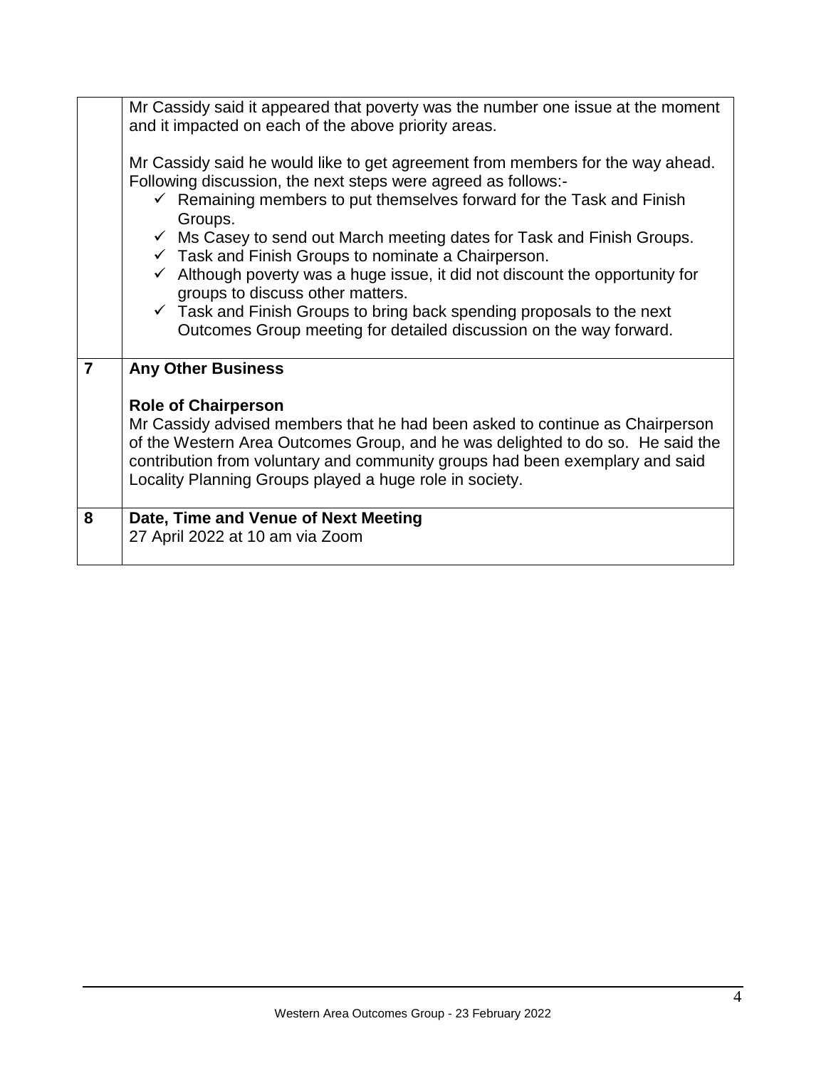| | |
|---|---|
| | Mr Cassidy said it appeared that poverty was the number one issue at the moment and it impacted on each of the above priority areas.<br><br>Mr Cassidy said he would like to get agreement from members for the way ahead. Following discussion, the next steps were agreed as follows:-<br>✓ Remaining members to put themselves forward for the Task and Finish Groups.<br>✓ Ms Casey to send out March meeting dates for Task and Finish Groups.<br>✓ Task and Finish Groups to nominate a Chairperson.<br>✓ Although poverty was a huge issue, it did not discount the opportunity for groups to discuss other matters.<br>✓ Task and Finish Groups to bring back spending proposals to the next Outcomes Group meeting for detailed discussion on the way forward. |
| **7** | **Any Other Business**<br><br>**Role of Chairperson**<br>Mr Cassidy advised members that he had been asked to continue as Chairperson of the Western Area Outcomes Group, and he was delighted to do so. He said the contribution from voluntary and community groups had been exemplary and said Locality Planning Groups played a huge role in society. |
| **8** | **Date, Time and Venue of Next Meeting**<br>27 April 2022 at 10 am via Zoom |